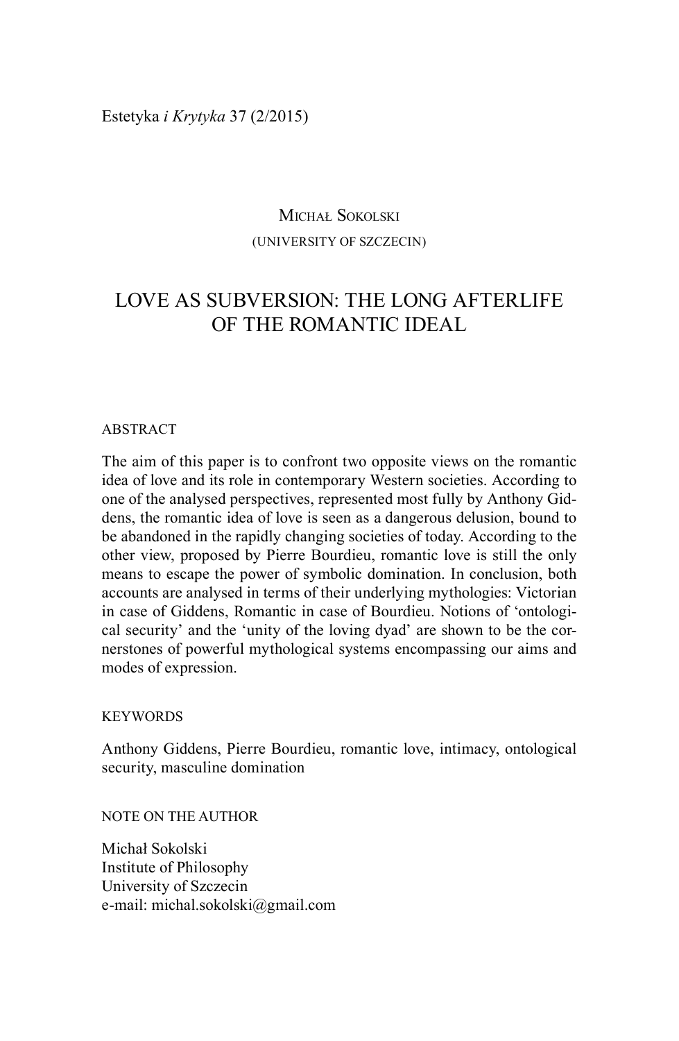Estetyka *i Krytyka* 37 (2/2015)

MICHAŁ SOKOLSKI
(UNIVERSITY OF SZCZECIN)

# LOVE AS SUBVERSION: THE LONG AFTERLIFE OF THE ROMANTIC IDEAL

ABSTRACT

The aim of this paper is to confront two opposite views on the romantic idea of love and its role in contemporary Western societies. According to one of the analysed perspectives, represented most fully by Anthony Giddens, the romantic idea of love is seen as a dangerous delusion, bound to be abandoned in the rapidly changing societies of today. According to the other view, proposed by Pierre Bourdieu, romantic love is still the only means to escape the power of symbolic domination. In conclusion, both accounts are analysed in terms of their underlying mythologies: Victorian in case of Giddens, Romantic in case of Bourdieu. Notions of 'ontological security' and the 'unity of the loving dyad' are shown to be the cornerstones of powerful mythological systems encompassing our aims and modes of expression.

KEYWORDS

Anthony Giddens, Pierre Bourdieu, romantic love, intimacy, ontological security, masculine domination

NOTE ON THE AUTHOR

Michał Sokolski
Institute of Philosophy
University of Szczecin
e-mail: michal.sokolski@gmail.com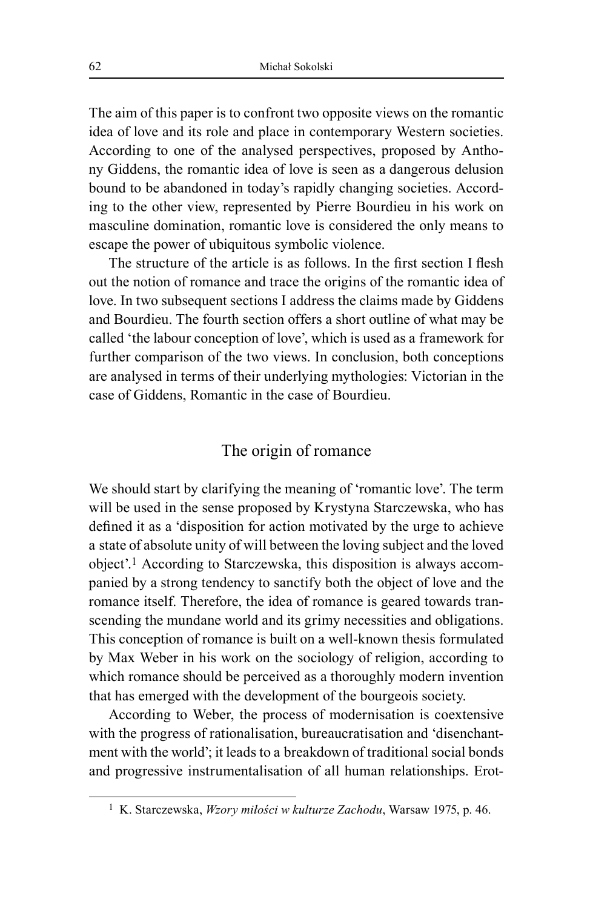The aim of this paper is to confront two opposite views on the romantic idea of love and its role and place in contemporary Western societies. According to one of the analysed perspectives, proposed by Anthony Giddens, the romantic idea of love is seen as a dangerous delusion bound to be abandoned in today's rapidly changing societies. According to the other view, represented by Pierre Bourdieu in his work on masculine domination, romantic love is considered the only means to escape the power of ubiquitous symbolic violence.

The structure of the article is as follows. In the first section I flesh out the notion of romance and trace the origins of the romantic idea of love. In two subsequent sections I address the claims made by Giddens and Bourdieu. The fourth section offers a short outline of what may be called 'the labour conception of love', which is used as a framework for further comparison of the two views. In conclusion, both conceptions are analysed in terms of their underlying mythologies: Victorian in the case of Giddens, Romantic in the case of Bourdieu.

## The origin of romance

We should start by clarifying the meaning of 'romantic love'. The term will be used in the sense proposed by Krystyna Starczewska, who has defined it as a 'disposition for action motivated by the urge to achieve a state of absolute unity of will between the loving subject and the loved object'.[1] According to Starczewska, this disposition is always accompanied by a strong tendency to sanctify both the object of love and the romance itself. Therefore, the idea of romance is geared towards transcending the mundane world and its grimy necessities and obligations. This conception of romance is built on a well-known thesis formulated by Max Weber in his work on the sociology of religion, according to which romance should be perceived as a thoroughly modern invention that has emerged with the development of the bourgeois society.

According to Weber, the process of modernisation is coextensive with the progress of rationalisation, bureaucratisation and 'disenchantment with the world'; it leads to a breakdown of traditional social bonds and progressive instrumentalisation of all human relationships. Erot-

[1] K. Starczewska, *Wzory miłości w kulturze Zachodu*, Warsaw 1975, p. 46.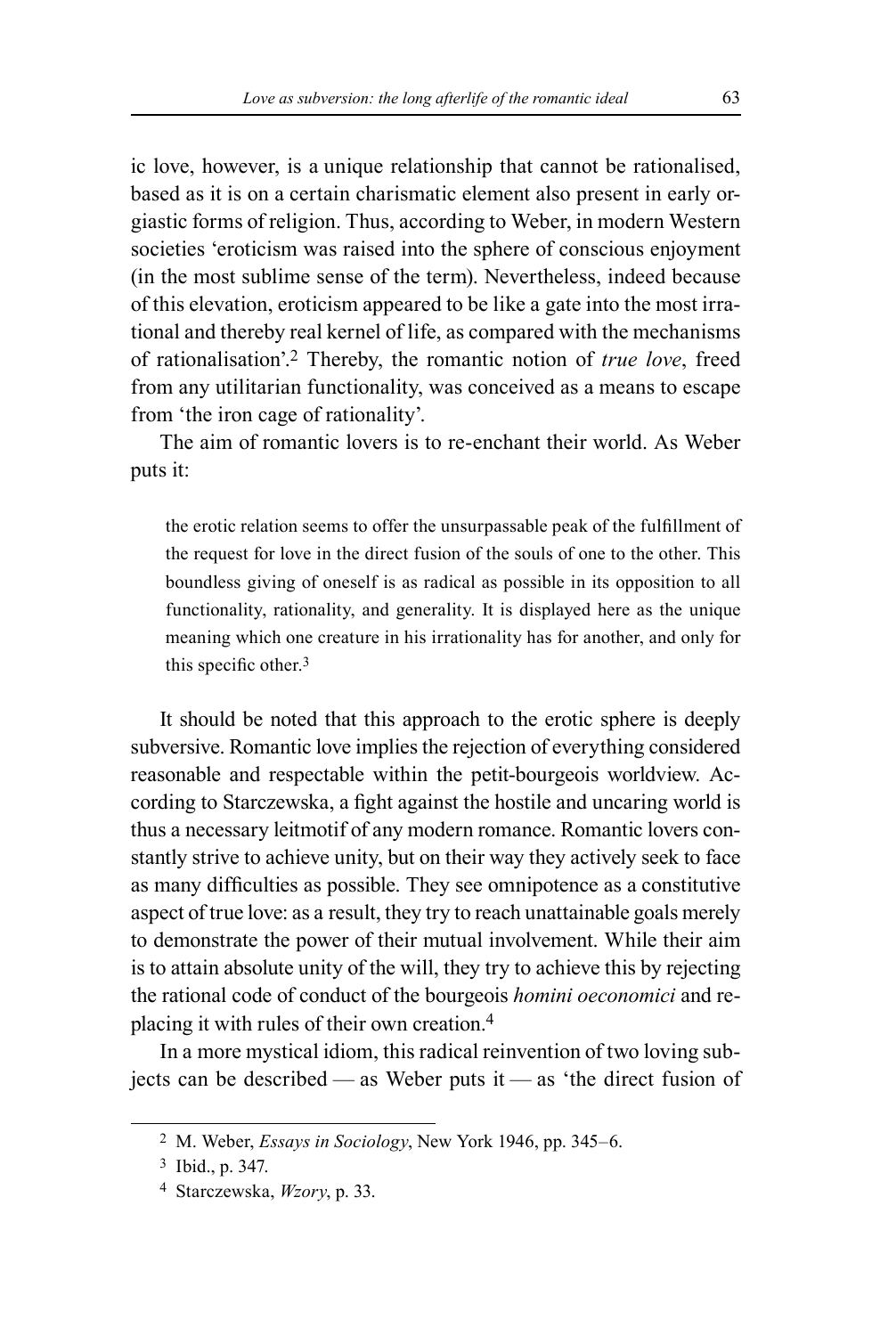ic love, however, is a unique relationship that cannot be rationalised, based as it is on a certain charismatic element also present in early orgiastic forms of religion. Thus, according to Weber, in modern Western societies 'eroticism was raised into the sphere of conscious enjoyment (in the most sublime sense of the term). Nevertheless, indeed because of this elevation, eroticism appeared to be like a gate into the most irrational and thereby real kernel of life, as compared with the mechanisms of rationalisation'.[2] Thereby, the romantic notion of *true love*, freed from any utilitarian functionality, was conceived as a means to escape from 'the iron cage of rationality'.

The aim of romantic lovers is to re-enchant their world. As Weber puts it:

> the erotic relation seems to offer the unsurpassable peak of the fulfillment of the request for love in the direct fusion of the souls of one to the other. This boundless giving of oneself is as radical as possible in its opposition to all functionality, rationality, and generality. It is displayed here as the unique meaning which one creature in his irrationality has for another, and only for this specific other.[3]

It should be noted that this approach to the erotic sphere is deeply subversive. Romantic love implies the rejection of everything considered reasonable and respectable within the petit-bourgeois worldview. According to Starczewska, a fight against the hostile and uncaring world is thus a necessary leitmotif of any modern romance. Romantic lovers constantly strive to achieve unity, but on their way they actively seek to face as many difficulties as possible. They see omnipotence as a constitutive aspect of true love: as a result, they try to reach unattainable goals merely to demonstrate the power of their mutual involvement. While their aim is to attain absolute unity of the will, they try to achieve this by rejecting the rational code of conduct of the bourgeois *homini oeconomici* and replacing it with rules of their own creation.[4]

In a more mystical idiom, this radical reinvention of two loving subjects can be described — as Weber puts it — as 'the direct fusion of

---

[2] M. Weber, *Essays in Sociology*, New York 1946, pp. 345–6.

[3] Ibid., p. 347.

[4] Starczewska, *Wzory*, p. 33.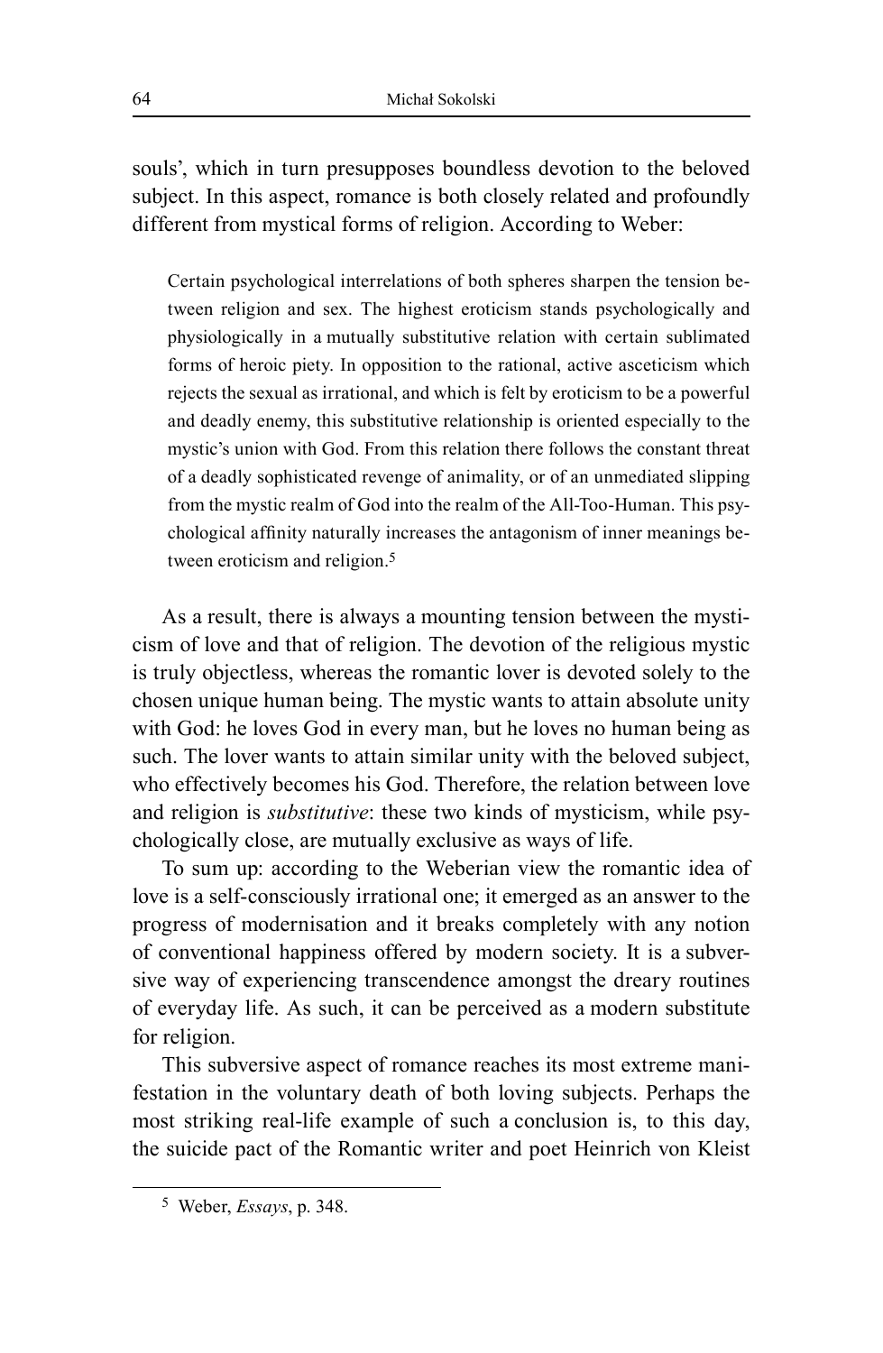souls', which in turn presupposes boundless devotion to the beloved subject. In this aspect, romance is both closely related and profoundly different from mystical forms of religion. According to Weber:

> Certain psychological interrelations of both spheres sharpen the tension between religion and sex. The highest eroticism stands psychologically and physiologically in a mutually substitutive relation with certain sublimated forms of heroic piety. In opposition to the rational, active asceticism which rejects the sexual as irrational, and which is felt by eroticism to be a powerful and deadly enemy, this substitutive relationship is oriented especially to the mystic's union with God. From this relation there follows the constant threat of a deadly sophisticated revenge of animality, or of an unmediated slipping from the mystic realm of God into the realm of the All-Too-Human. This psychological affinity naturally increases the antagonism of inner meanings between eroticism and religion.[5]

As a result, there is always a mounting tension between the mysticism of love and that of religion. The devotion of the religious mystic is truly objectless, whereas the romantic lover is devoted solely to the chosen unique human being. The mystic wants to attain absolute unity with God: he loves God in every man, but he loves no human being as such. The lover wants to attain similar unity with the beloved subject, who effectively becomes his God. Therefore, the relation between love and religion is *substitutive*: these two kinds of mysticism, while psychologically close, are mutually exclusive as ways of life.

To sum up: according to the Weberian view the romantic idea of love is a self-consciously irrational one; it emerged as an answer to the progress of modernisation and it breaks completely with any notion of conventional happiness offered by modern society. It is a subversive way of experiencing transcendence amongst the dreary routines of everyday life. As such, it can be perceived as a modern substitute for religion.

This subversive aspect of romance reaches its most extreme manifestation in the voluntary death of both loving subjects. Perhaps the most striking real-life example of such a conclusion is, to this day, the suicide pact of the Romantic writer and poet Heinrich von Kleist

---

[5] Weber, *Essays*, p. 348.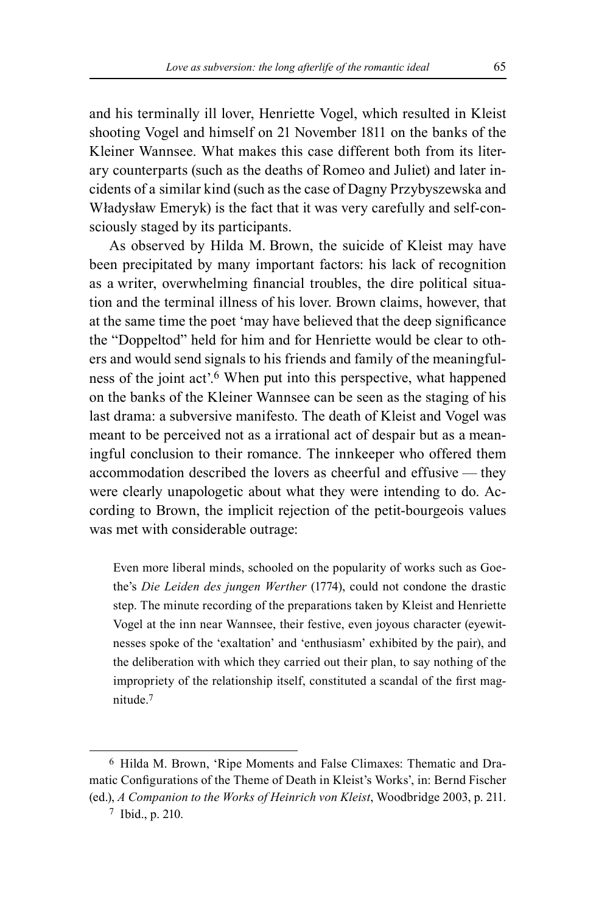and his terminally ill lover, Henriette Vogel, which resulted in Kleist shooting Vogel and himself on 21 November 1811 on the banks of the Kleiner Wannsee. What makes this case different both from its literary counterparts (such as the deaths of Romeo and Juliet) and later incidents of a similar kind (such as the case of Dagny Przybyszewska and Władysław Emeryk) is the fact that it was very carefully and self-consciously staged by its participants.

As observed by Hilda M. Brown, the suicide of Kleist may have been precipitated by many important factors: his lack of recognition as a writer, overwhelming financial troubles, the dire political situation and the terminal illness of his lover. Brown claims, however, that at the same time the poet 'may have believed that the deep significance the "Doppeltod" held for him and for Henriette would be clear to others and would send signals to his friends and family of the meaningfulness of the joint act'.[6] When put into this perspective, what happened on the banks of the Kleiner Wannsee can be seen as the staging of his last drama: a subversive manifesto. The death of Kleist and Vogel was meant to be perceived not as a irrational act of despair but as a meaningful conclusion to their romance. The innkeeper who offered them accommodation described the lovers as cheerful and effusive — they were clearly unapologetic about what they were intending to do. According to Brown, the implicit rejection of the petit-bourgeois values was met with considerable outrage:

> Even more liberal minds, schooled on the popularity of works such as Goethe's *Die Leiden des jungen Werther* (1774), could not condone the drastic step. The minute recording of the preparations taken by Kleist and Henriette Vogel at the inn near Wannsee, their festive, even joyous character (eyewitnesses spoke of the 'exaltation' and 'enthusiasm' exhibited by the pair), and the deliberation with which they carried out their plan, to say nothing of the impropriety of the relationship itself, constituted a scandal of the first magnitude.[7]

---

[6] Hilda M. Brown, 'Ripe Moments and False Climaxes: Thematic and Dramatic Configurations of the Theme of Death in Kleist's Works', in: Bernd Fischer (ed.), *A Companion to the Works of Heinrich von Kleist*, Woodbridge 2003, p. 211.

[7] Ibid., p. 210.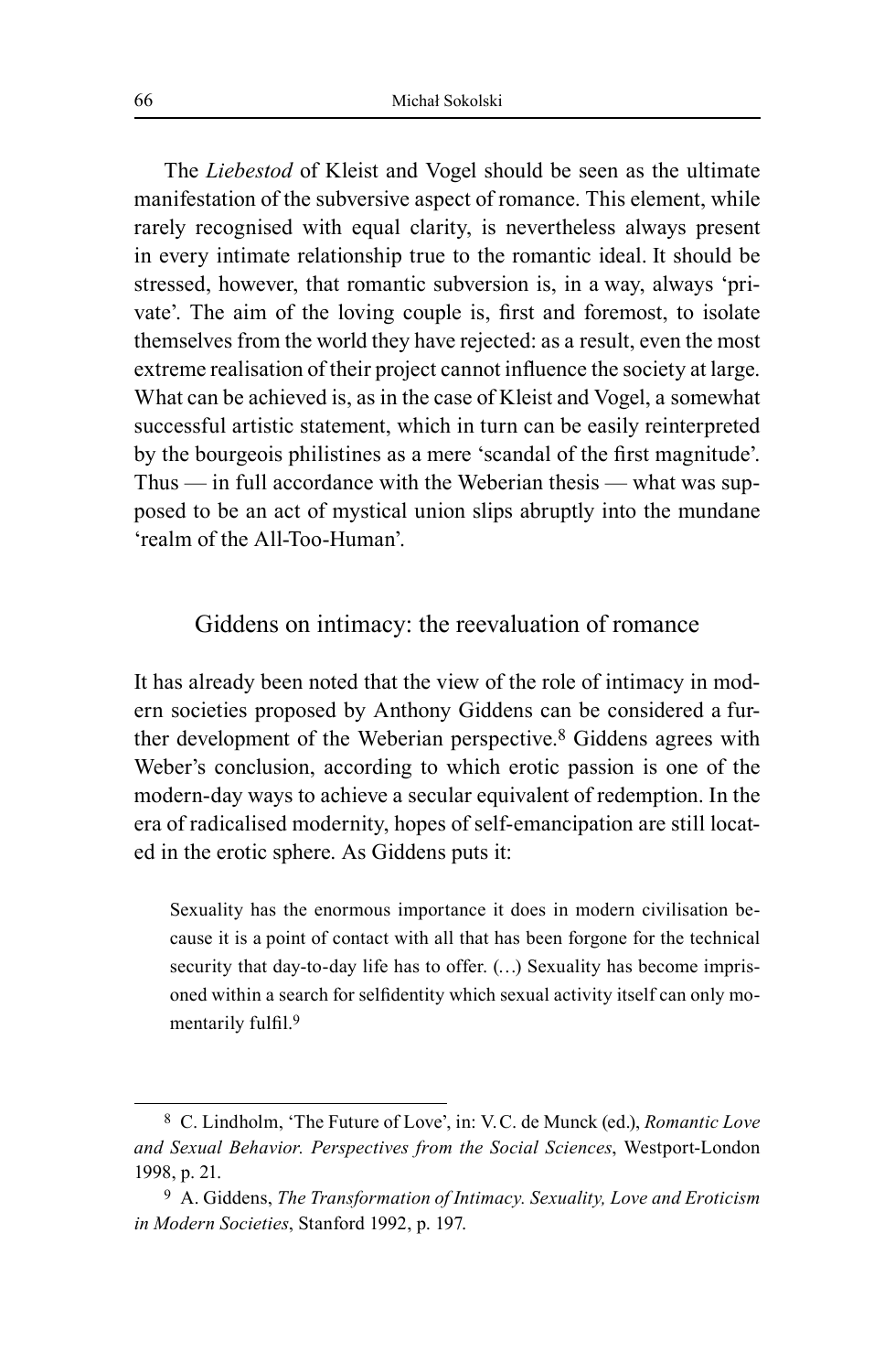The *Liebestod* of Kleist and Vogel should be seen as the ultimate manifestation of the subversive aspect of romance. This element, while rarely recognised with equal clarity, is nevertheless always present in every intimate relationship true to the romantic ideal. It should be stressed, however, that romantic subversion is, in a way, always 'private'. The aim of the loving couple is, first and foremost, to isolate themselves from the world they have rejected: as a result, even the most extreme realisation of their project cannot influence the society at large. What can be achieved is, as in the case of Kleist and Vogel, a somewhat successful artistic statement, which in turn can be easily reinterpreted by the bourgeois philistines as a mere 'scandal of the first magnitude'. Thus — in full accordance with the Weberian thesis — what was supposed to be an act of mystical union slips abruptly into the mundane 'realm of the All-Too-Human'.

## Giddens on intimacy: the reevaluation of romance

It has already been noted that the view of the role of intimacy in modern societies proposed by Anthony Giddens can be considered a further development of the Weberian perspective.[8] Giddens agrees with Weber's conclusion, according to which erotic passion is one of the modern-day ways to achieve a secular equivalent of redemption. In the era of radicalised modernity, hopes of self-emancipation are still located in the erotic sphere. As Giddens puts it:

> Sexuality has the enormous importance it does in modern civilisation because it is a point of contact with all that has been forgone for the technical security that day-to-day life has to offer. (…) Sexuality has become imprisoned within a search for selfidentity which sexual activity itself can only momentarily fulfil.[9]

---

[8] C. Lindholm, 'The Future of Love', in: V.C. de Munck (ed.), *Romantic Love and Sexual Behavior. Perspectives from the Social Sciences*, Westport-London 1998, p. 21.

[9] A. Giddens, *The Transformation of Intimacy. Sexuality, Love and Eroticism in Modern Societies*, Stanford 1992, p. 197.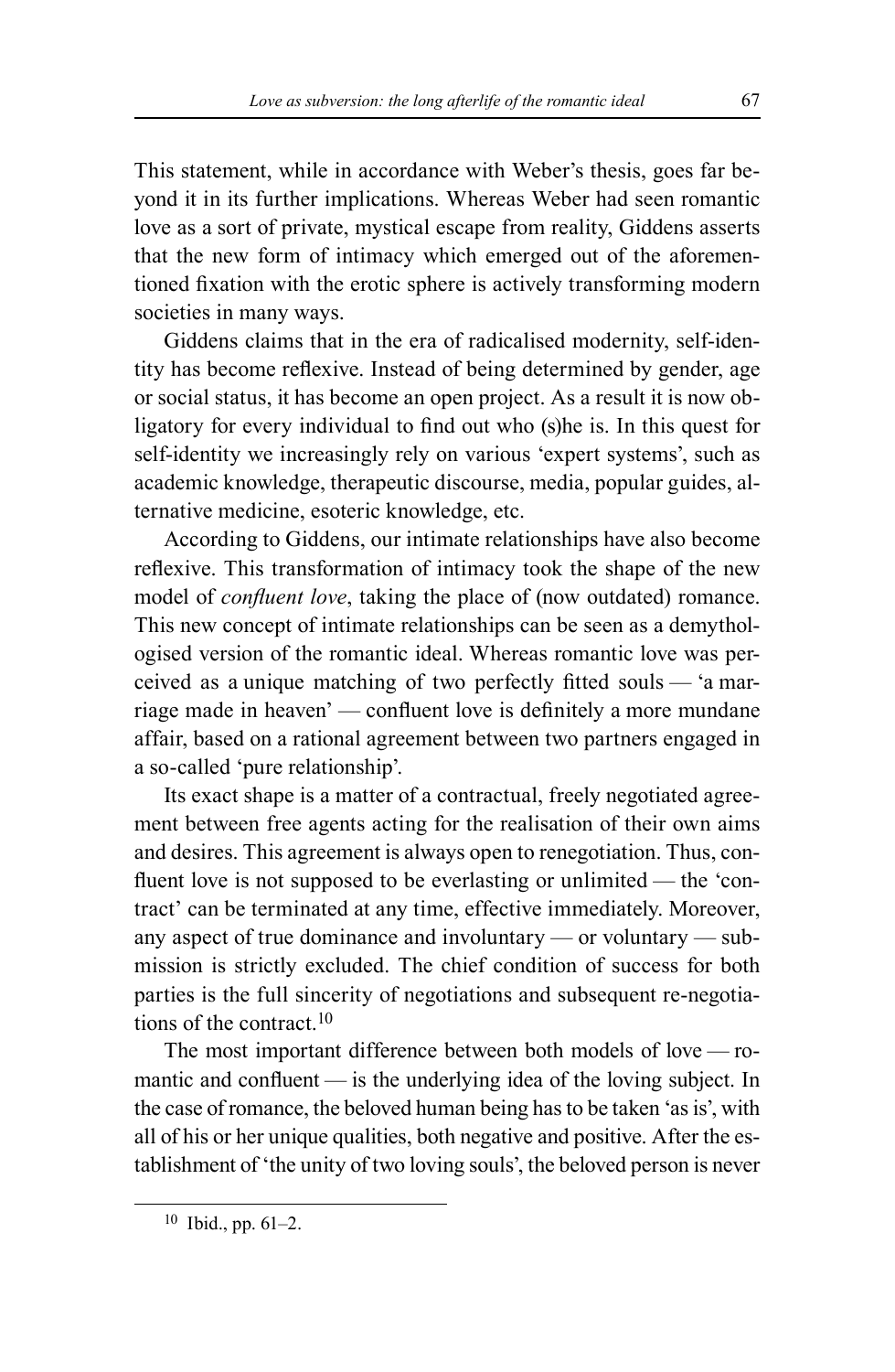This statement, while in accordance with Weber's thesis, goes far beyond it in its further implications. Whereas Weber had seen romantic love as a sort of private, mystical escape from reality, Giddens asserts that the new form of intimacy which emerged out of the aforementioned fixation with the erotic sphere is actively transforming modern societies in many ways.

Giddens claims that in the era of radicalised modernity, self-identity has become reflexive. Instead of being determined by gender, age or social status, it has become an open project. As a result it is now obligatory for every individual to find out who (s)he is. In this quest for self-identity we increasingly rely on various 'expert systems', such as academic knowledge, therapeutic discourse, media, popular guides, alternative medicine, esoteric knowledge, etc.

According to Giddens, our intimate relationships have also become reflexive. This transformation of intimacy took the shape of the new model of *confluent love*, taking the place of (now outdated) romance. This new concept of intimate relationships can be seen as a demythologised version of the romantic ideal. Whereas romantic love was perceived as a unique matching of two perfectly fitted souls — 'a marriage made in heaven' — confluent love is definitely a more mundane affair, based on a rational agreement between two partners engaged in a so-called 'pure relationship'.

Its exact shape is a matter of a contractual, freely negotiated agreement between free agents acting for the realisation of their own aims and desires. This agreement is always open to renegotiation. Thus, confluent love is not supposed to be everlasting or unlimited — the 'contract' can be terminated at any time, effective immediately. Moreover, any aspect of true dominance and involuntary — or voluntary — submission is strictly excluded. The chief condition of success for both parties is the full sincerity of negotiations and subsequent re-negotiations of the contract.[10]

The most important difference between both models of love — romantic and confluent — is the underlying idea of the loving subject. In the case of romance, the beloved human being has to be taken 'as is', with all of his or her unique qualities, both negative and positive. After the establishment of 'the unity of two loving souls', the beloved person is never

[10] Ibid., pp. 61–2.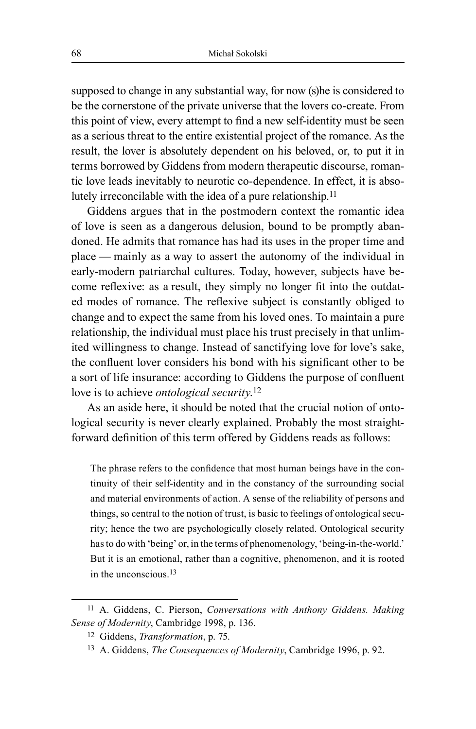supposed to change in any substantial way, for now (s)he is considered to be the cornerstone of the private universe that the lovers co-create. From this point of view, every attempt to find a new self-identity must be seen as a serious threat to the entire existential project of the romance. As the result, the lover is absolutely dependent on his beloved, or, to put it in terms borrowed by Giddens from modern therapeutic discourse, romantic love leads inevitably to neurotic co-dependence. In effect, it is absolutely irreconcilable with the idea of a pure relationship.[11]

Giddens argues that in the postmodern context the romantic idea of love is seen as a dangerous delusion, bound to be promptly abandoned. He admits that romance has had its uses in the proper time and place — mainly as a way to assert the autonomy of the individual in early-modern patriarchal cultures. Today, however, subjects have become reflexive: as a result, they simply no longer fit into the outdated modes of romance. The reflexive subject is constantly obliged to change and to expect the same from his loved ones. To maintain a pure relationship, the individual must place his trust precisely in that unlimited willingness to change. Instead of sanctifying love for love's sake, the confluent lover considers his bond with his significant other to be a sort of life insurance: according to Giddens the purpose of confluent love is to achieve *ontological security*.[12]

As an aside here, it should be noted that the crucial notion of ontological security is never clearly explained. Probably the most straightforward definition of this term offered by Giddens reads as follows:

> The phrase refers to the confidence that most human beings have in the continuity of their self-identity and in the constancy of the surrounding social and material environments of action. A sense of the reliability of persons and things, so central to the notion of trust, is basic to feelings of ontological security; hence the two are psychologically closely related. Ontological security has to do with 'being' or, in the terms of phenomenology, 'being-in-the-world.' But it is an emotional, rather than a cognitive, phenomenon, and it is rooted in the unconscious.[13]

---

[11] A. Giddens, C. Pierson, *Conversations with Anthony Giddens. Making Sense of Modernity*, Cambridge 1998, p. 136.

[12] Giddens, *Transformation*, p. 75.

[13] A. Giddens, *The Consequences of Modernity*, Cambridge 1996, p. 92.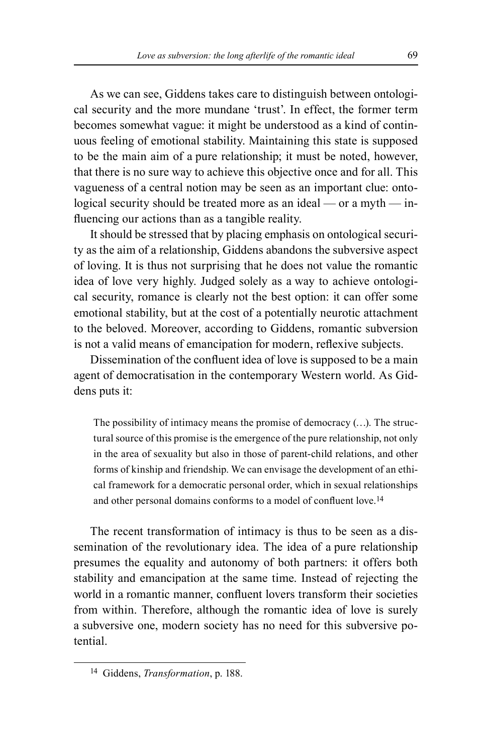As we can see, Giddens takes care to distinguish between ontological security and the more mundane 'trust'. In effect, the former term becomes somewhat vague: it might be understood as a kind of continuous feeling of emotional stability. Maintaining this state is supposed to be the main aim of a pure relationship; it must be noted, however, that there is no sure way to achieve this objective once and for all. This vagueness of a central notion may be seen as an important clue: ontological security should be treated more as an ideal — or a myth — influencing our actions than as a tangible reality.

It should be stressed that by placing emphasis on ontological security as the aim of a relationship, Giddens abandons the subversive aspect of loving. It is thus not surprising that he does not value the romantic idea of love very highly. Judged solely as a way to achieve ontological security, romance is clearly not the best option: it can offer some emotional stability, but at the cost of a potentially neurotic attachment to the beloved. Moreover, according to Giddens, romantic subversion is not a valid means of emancipation for modern, reflexive subjects.

Dissemination of the confluent idea of love is supposed to be a main agent of democratisation in the contemporary Western world. As Giddens puts it:

> The possibility of intimacy means the promise of democracy (…). The structural source of this promise is the emergence of the pure relationship, not only in the area of sexuality but also in those of parent-child relations, and other forms of kinship and friendship. We can envisage the development of an ethical framework for a democratic personal order, which in sexual relationships and other personal domains conforms to a model of confluent love.[14]

The recent transformation of intimacy is thus to be seen as a dissemination of the revolutionary idea. The idea of a pure relationship presumes the equality and autonomy of both partners: it offers both stability and emancipation at the same time. Instead of rejecting the world in a romantic manner, confluent lovers transform their societies from within. Therefore, although the romantic idea of love is surely a subversive one, modern society has no need for this subversive potential.

---

[14] Giddens, *Transformation*, p. 188.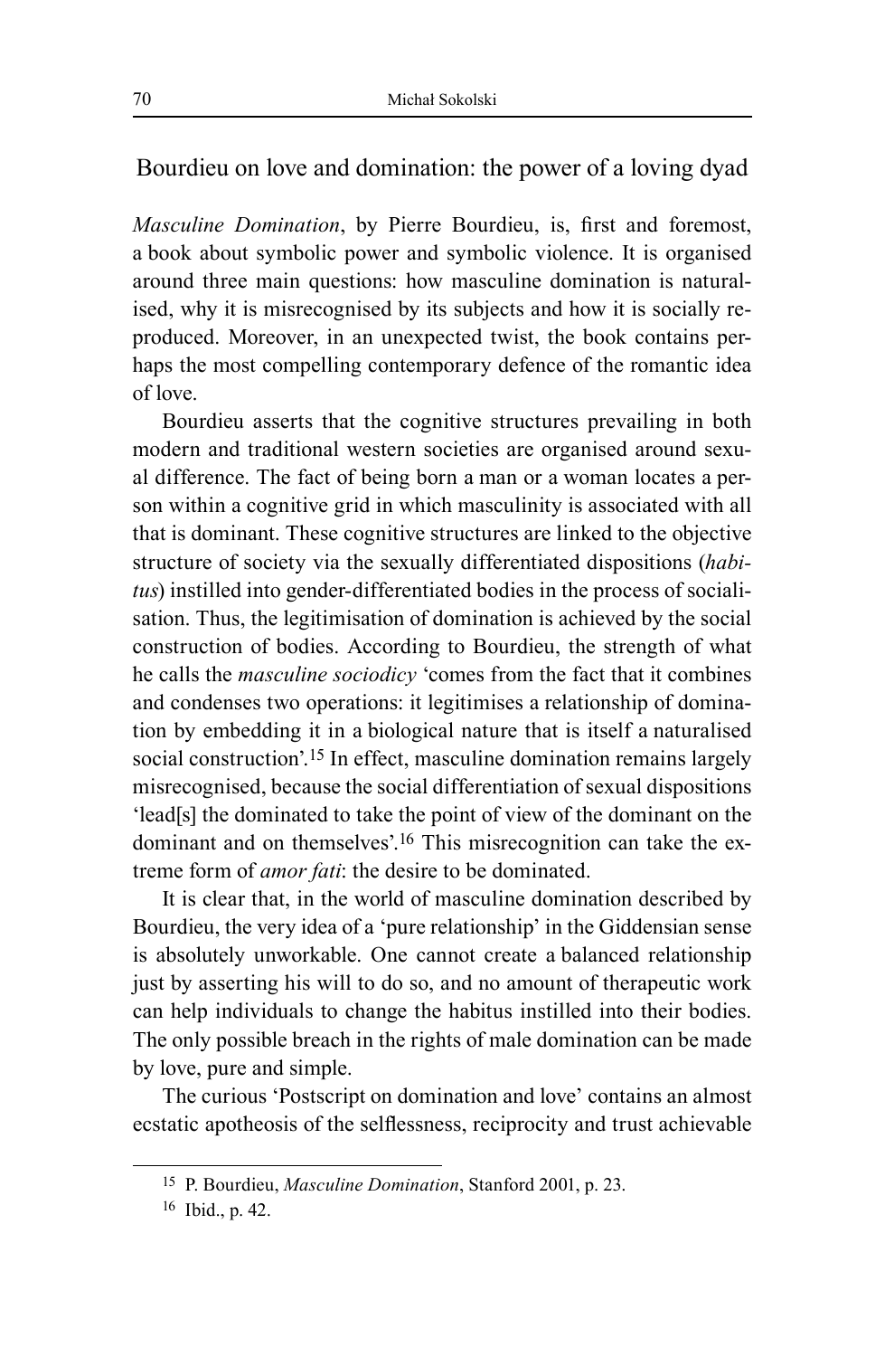## Bourdieu on love and domination: the power of a loving dyad

*Masculine Domination*, by Pierre Bourdieu, is, first and foremost, a book about symbolic power and symbolic violence. It is organised around three main questions: how masculine domination is naturalised, why it is misrecognised by its subjects and how it is socially reproduced. Moreover, in an unexpected twist, the book contains perhaps the most compelling contemporary defence of the romantic idea of love.

Bourdieu asserts that the cognitive structures prevailing in both modern and traditional western societies are organised around sexual difference. The fact of being born a man or a woman locates a person within a cognitive grid in which masculinity is associated with all that is dominant. These cognitive structures are linked to the objective structure of society via the sexually differentiated dispositions (*habitus*) instilled into gender-differentiated bodies in the process of socialisation. Thus, the legitimisation of domination is achieved by the social construction of bodies. According to Bourdieu, the strength of what he calls the *masculine sociodicy* 'comes from the fact that it combines and condenses two operations: it legitimises a relationship of domination by embedding it in a biological nature that is itself a naturalised social construction'.[15] In effect, masculine domination remains largely misrecognised, because the social differentiation of sexual dispositions 'lead[s] the dominated to take the point of view of the dominant on the dominant and on themselves'.[16] This misrecognition can take the extreme form of *amor fati*: the desire to be dominated.

It is clear that, in the world of masculine domination described by Bourdieu, the very idea of a 'pure relationship' in the Giddensian sense is absolutely unworkable. One cannot create a balanced relationship just by asserting his will to do so, and no amount of therapeutic work can help individuals to change the habitus instilled into their bodies. The only possible breach in the rights of male domination can be made by love, pure and simple.

The curious 'Postscript on domination and love' contains an almost ecstatic apotheosis of the selflessness, reciprocity and trust achievable

[15] P. Bourdieu, *Masculine Domination*, Stanford 2001, p. 23.

[16] Ibid., p. 42.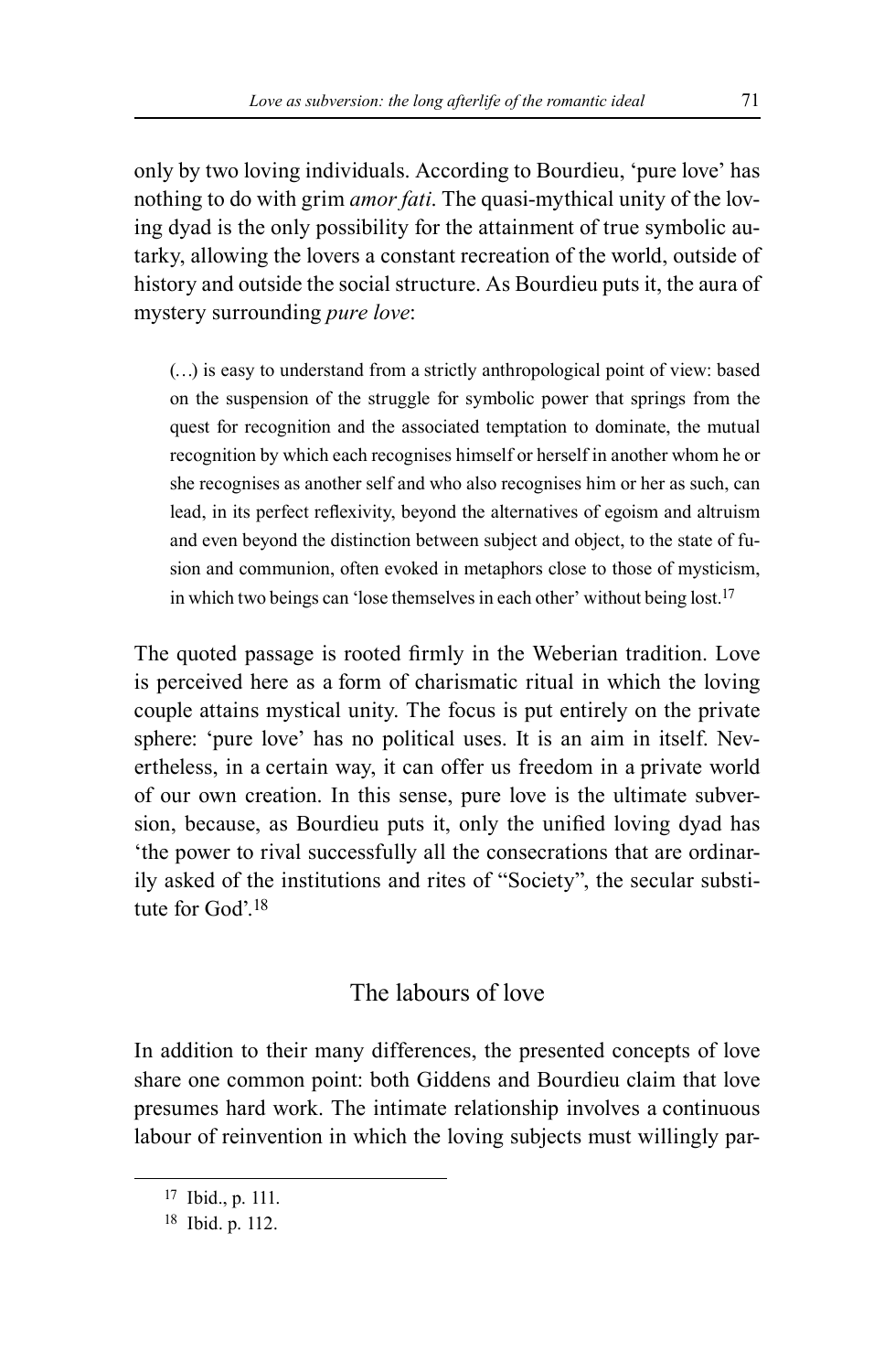only by two loving individuals. According to Bourdieu, 'pure love' has nothing to do with grim *amor fati*. The quasi-mythical unity of the loving dyad is the only possibility for the attainment of true symbolic autarky, allowing the lovers a constant recreation of the world, outside of history and outside the social structure. As Bourdieu puts it, the aura of mystery surrounding *pure love*:

> (…) is easy to understand from a strictly anthropological point of view: based on the suspension of the struggle for symbolic power that springs from the quest for recognition and the associated temptation to dominate, the mutual recognition by which each recognises himself or herself in another whom he or she recognises as another self and who also recognises him or her as such, can lead, in its perfect reflexivity, beyond the alternatives of egoism and altruism and even beyond the distinction between subject and object, to the state of fusion and communion, often evoked in metaphors close to those of mysticism, in which two beings can 'lose themselves in each other' without being lost.[17]

The quoted passage is rooted firmly in the Weberian tradition. Love is perceived here as a form of charismatic ritual in which the loving couple attains mystical unity. The focus is put entirely on the private sphere: 'pure love' has no political uses. It is an aim in itself. Nevertheless, in a certain way, it can offer us freedom in a private world of our own creation. In this sense, pure love is the ultimate subversion, because, as Bourdieu puts it, only the unified loving dyad has 'the power to rival successfully all the consecrations that are ordinarily asked of the institutions and rites of "Society", the secular substitute for God'.[18]

## The labours of love

In addition to their many differences, the presented concepts of love share one common point: both Giddens and Bourdieu claim that love presumes hard work. The intimate relationship involves a continuous labour of reinvention in which the loving subjects must willingly par-

[17] Ibid., p. 111.

[18] Ibid. p. 112.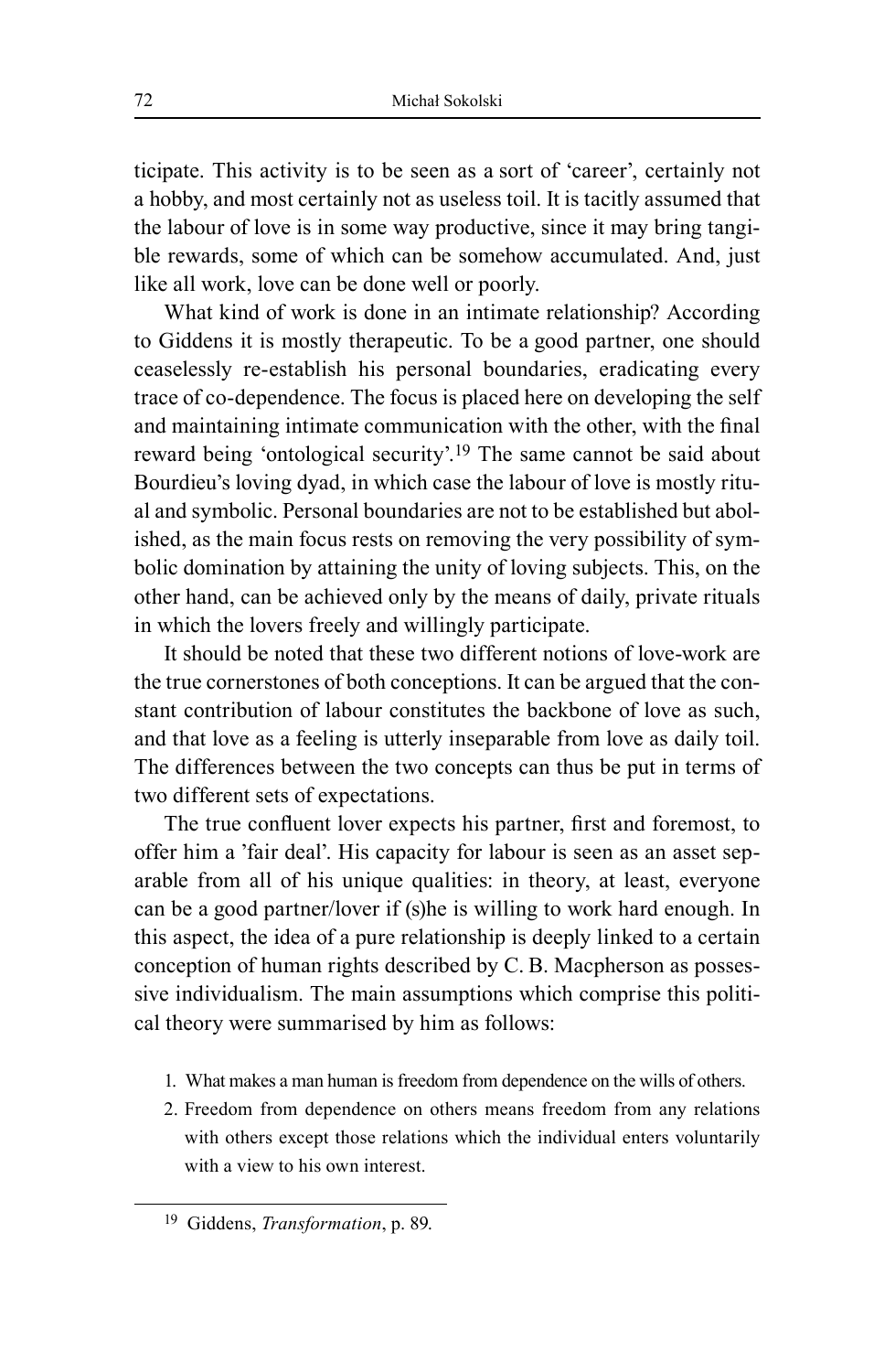ticipate. This activity is to be seen as a sort of 'career', certainly not a hobby, and most certainly not as useless toil. It is tacitly assumed that the labour of love is in some way productive, since it may bring tangible rewards, some of which can be somehow accumulated. And, just like all work, love can be done well or poorly.

What kind of work is done in an intimate relationship? According to Giddens it is mostly therapeutic. To be a good partner, one should ceaselessly re-establish his personal boundaries, eradicating every trace of co-dependence. The focus is placed here on developing the self and maintaining intimate communication with the other, with the final reward being 'ontological security'.[19] The same cannot be said about Bourdieu's loving dyad, in which case the labour of love is mostly ritual and symbolic. Personal boundaries are not to be established but abolished, as the main focus rests on removing the very possibility of symbolic domination by attaining the unity of loving subjects. This, on the other hand, can be achieved only by the means of daily, private rituals in which the lovers freely and willingly participate.

It should be noted that these two different notions of love-work are the true cornerstones of both conceptions. It can be argued that the constant contribution of labour constitutes the backbone of love as such, and that love as a feeling is utterly inseparable from love as daily toil. The differences between the two concepts can thus be put in terms of two different sets of expectations.

The true confluent lover expects his partner, first and foremost, to offer him a 'fair deal'. His capacity for labour is seen as an asset separable from all of his unique qualities: in theory, at least, everyone can be a good partner/lover if (s)he is willing to work hard enough. In this aspect, the idea of a pure relationship is deeply linked to a certain conception of human rights described by C. B. Macpherson as possessive individualism. The main assumptions which comprise this political theory were summarised by him as follows:

1. What makes a man human is freedom from dependence on the wills of others.
2. Freedom from dependence on others means freedom from any relations with others except those relations which the individual enters voluntarily with a view to his own interest.

[19] Giddens, *Transformation*, p. 89.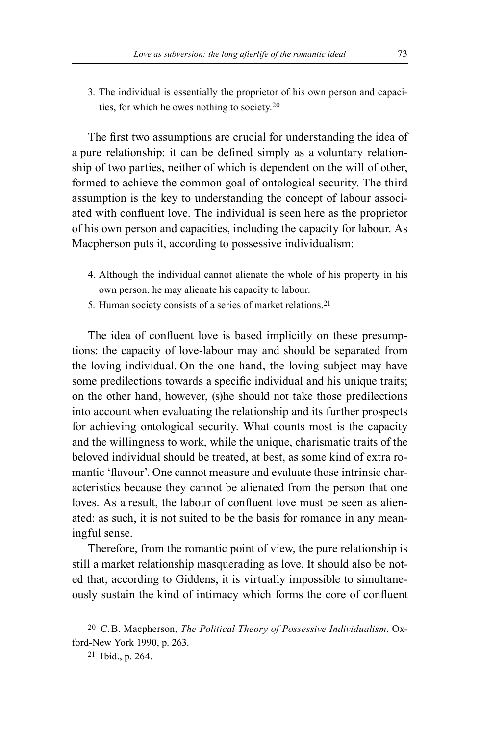3. The individual is essentially the proprietor of his own person and capacities, for which he owes nothing to society.[20]

The first two assumptions are crucial for understanding the idea of a pure relationship: it can be defined simply as a voluntary relationship of two parties, neither of which is dependent on the will of other, formed to achieve the common goal of ontological security. The third assumption is the key to understanding the concept of labour associated with confluent love. The individual is seen here as the proprietor of his own person and capacities, including the capacity for labour. As Macpherson puts it, according to possessive individualism:

4. Although the individual cannot alienate the whole of his property in his own person, he may alienate his capacity to labour.
5. Human society consists of a series of market relations.[21]

The idea of confluent love is based implicitly on these presumptions: the capacity of love-labour may and should be separated from the loving individual. On the one hand, the loving subject may have some predilections towards a specific individual and his unique traits; on the other hand, however, (s)he should not take those predilections into account when evaluating the relationship and its further prospects for achieving ontological security. What counts most is the capacity and the willingness to work, while the unique, charismatic traits of the beloved individual should be treated, at best, as some kind of extra romantic 'flavour'. One cannot measure and evaluate those intrinsic characteristics because they cannot be alienated from the person that one loves. As a result, the labour of confluent love must be seen as alienated: as such, it is not suited to be the basis for romance in any meaningful sense.

Therefore, from the romantic point of view, the pure relationship is still a market relationship masquerading as love. It should also be noted that, according to Giddens, it is virtually impossible to simultaneously sustain the kind of intimacy which forms the core of confluent

---

[20] C.B. Macpherson, *The Political Theory of Possessive Individualism*, Oxford-New York 1990, p. 263.

[21] Ibid., p. 264.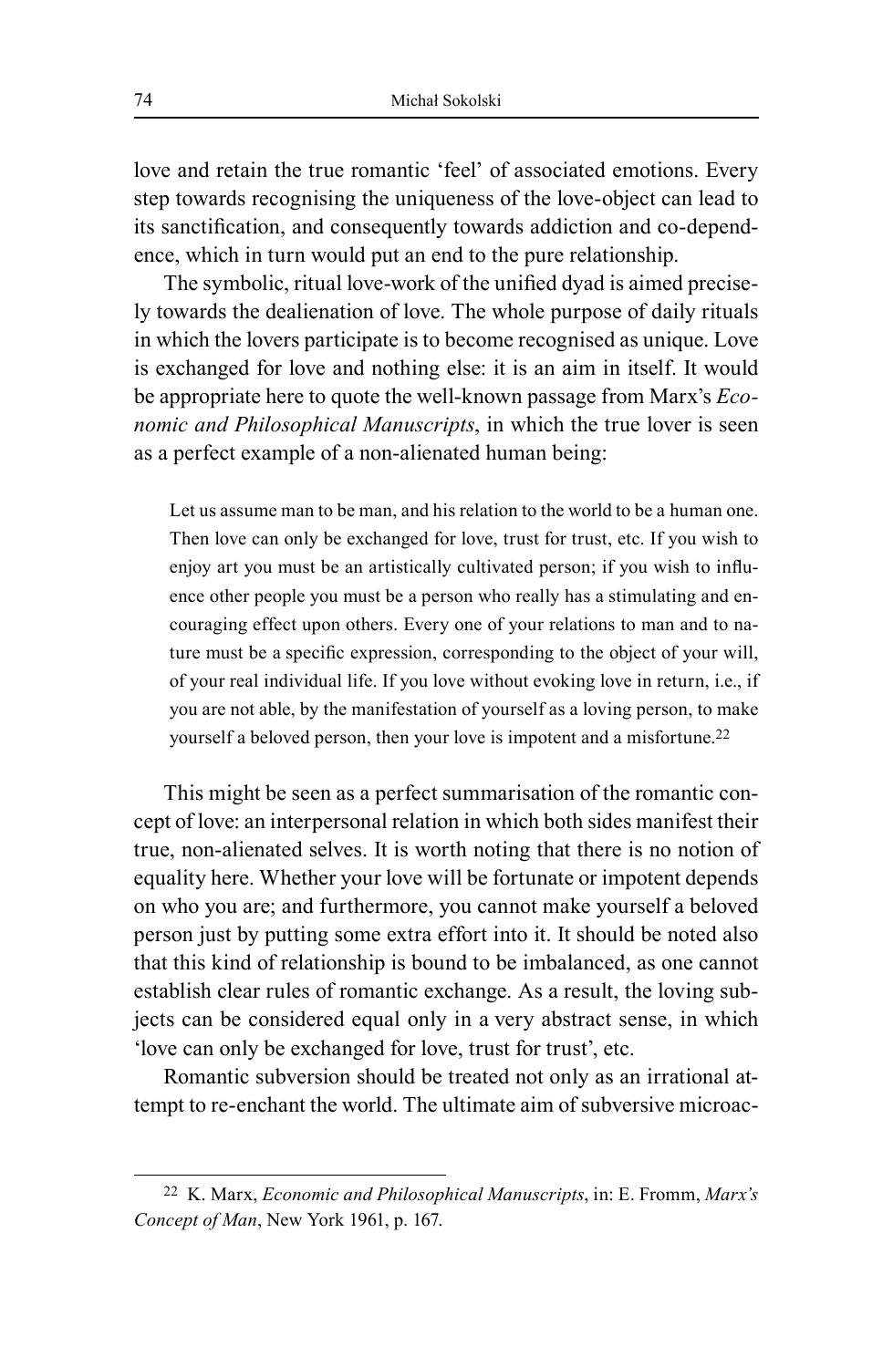love and retain the true romantic 'feel' of associated emotions. Every step towards recognising the uniqueness of the love-object can lead to its sanctification, and consequently towards addiction and co-dependence, which in turn would put an end to the pure relationship.

The symbolic, ritual love-work of the unified dyad is aimed precisely towards the dealienation of love. The whole purpose of daily rituals in which the lovers participate is to become recognised as unique. Love is exchanged for love and nothing else: it is an aim in itself. It would be appropriate here to quote the well-known passage from Marx's *Economic and Philosophical Manuscripts*, in which the true lover is seen as a perfect example of a non-alienated human being:

> Let us assume man to be man, and his relation to the world to be a human one. Then love can only be exchanged for love, trust for trust, etc. If you wish to enjoy art you must be an artistically cultivated person; if you wish to influence other people you must be a person who really has a stimulating and encouraging effect upon others. Every one of your relations to man and to nature must be a specific expression, corresponding to the object of your will, of your real individual life. If you love without evoking love in return, i.e., if you are not able, by the manifestation of yourself as a loving person, to make yourself a beloved person, then your love is impotent and a misfortune.[22]

This might be seen as a perfect summarisation of the romantic concept of love: an interpersonal relation in which both sides manifest their true, non-alienated selves. It is worth noting that there is no notion of equality here. Whether your love will be fortunate or impotent depends on who you are; and furthermore, you cannot make yourself a beloved person just by putting some extra effort into it. It should be noted also that this kind of relationship is bound to be imbalanced, as one cannot establish clear rules of romantic exchange. As a result, the loving subjects can be considered equal only in a very abstract sense, in which 'love can only be exchanged for love, trust for trust', etc.

Romantic subversion should be treated not only as an irrational attempt to re-enchant the world. The ultimate aim of subversive microac-

---

[22] K. Marx, *Economic and Philosophical Manuscripts*, in: E. Fromm, *Marx's Concept of Man*, New York 1961, p. 167.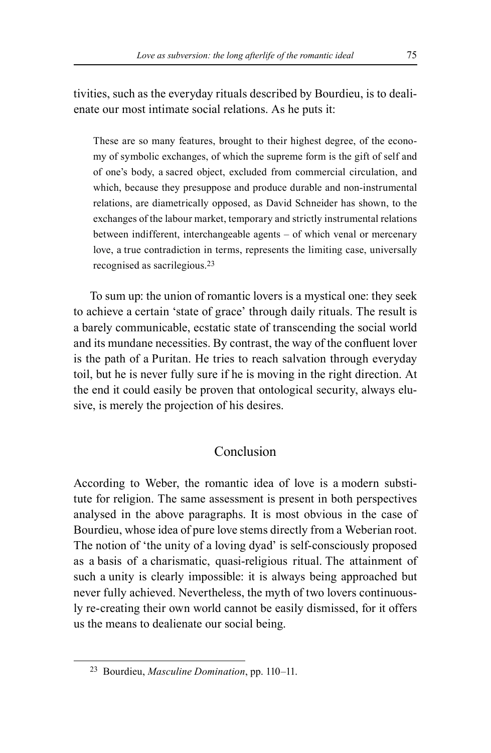tivities, such as the everyday rituals described by Bourdieu, is to dealienate our most intimate social relations. As he puts it:

> These are so many features, brought to their highest degree, of the economy of symbolic exchanges, of which the supreme form is the gift of self and of one's body, a sacred object, excluded from commercial circulation, and which, because they presuppose and produce durable and non-instrumental relations, are diametrically opposed, as David Schneider has shown, to the exchanges of the labour market, temporary and strictly instrumental relations between indifferent, interchangeable agents – of which venal or mercenary love, a true contradiction in terms, represents the limiting case, universally recognised as sacrilegious.[23]

To sum up: the union of romantic lovers is a mystical one: they seek to achieve a certain 'state of grace' through daily rituals. The result is a barely communicable, ecstatic state of transcending the social world and its mundane necessities. By contrast, the way of the confluent lover is the path of a Puritan. He tries to reach salvation through everyday toil, but he is never fully sure if he is moving in the right direction. At the end it could easily be proven that ontological security, always elusive, is merely the projection of his desires.

## Conclusion

According to Weber, the romantic idea of love is a modern substitute for religion. The same assessment is present in both perspectives analysed in the above paragraphs. It is most obvious in the case of Bourdieu, whose idea of pure love stems directly from a Weberian root. The notion of 'the unity of a loving dyad' is self-consciously proposed as a basis of a charismatic, quasi-religious ritual. The attainment of such a unity is clearly impossible: it is always being approached but never fully achieved. Nevertheless, the myth of two lovers continuously re-creating their own world cannot be easily dismissed, for it offers us the means to dealienate our social being.

---

[23] Bourdieu, *Masculine Domination*, pp. 110–11.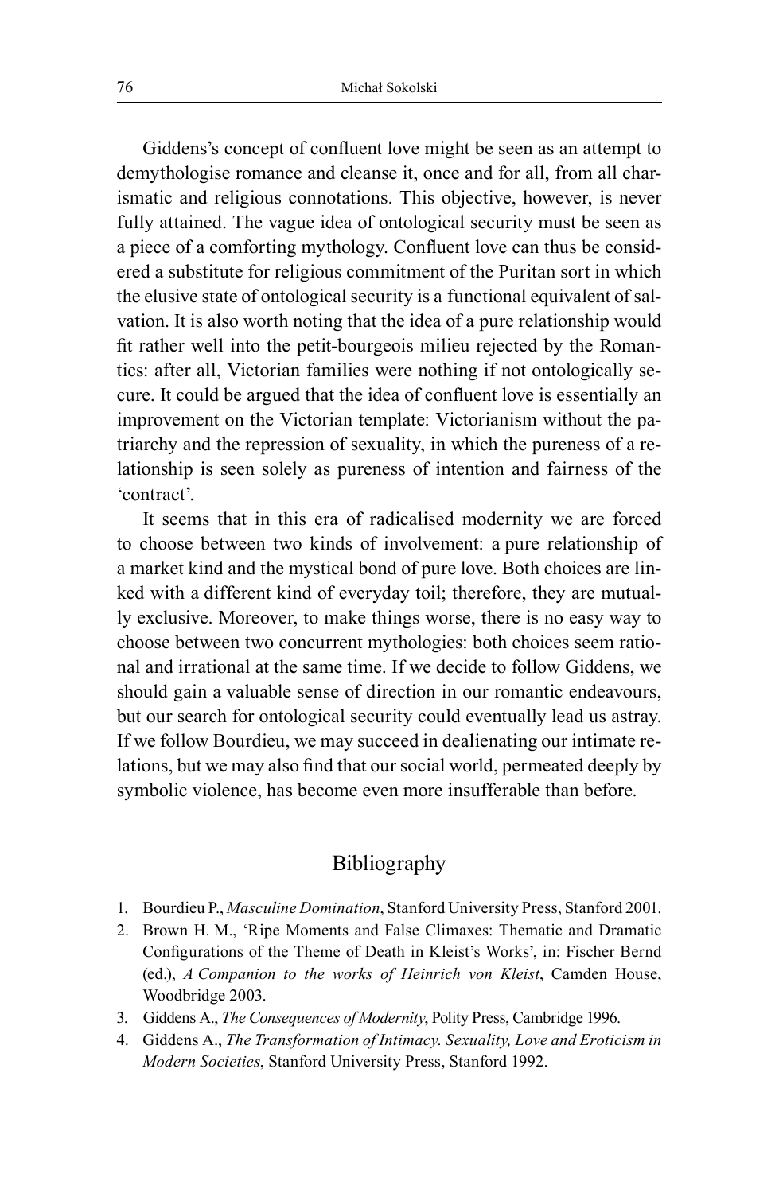Giddens's concept of confluent love might be seen as an attempt to demythologise romance and cleanse it, once and for all, from all charismatic and religious connotations. This objective, however, is never fully attained. The vague idea of ontological security must be seen as a piece of a comforting mythology. Confluent love can thus be considered a substitute for religious commitment of the Puritan sort in which the elusive state of ontological security is a functional equivalent of salvation. It is also worth noting that the idea of a pure relationship would fit rather well into the petit-bourgeois milieu rejected by the Romantics: after all, Victorian families were nothing if not ontologically secure. It could be argued that the idea of confluent love is essentially an improvement on the Victorian template: Victorianism without the patriarchy and the repression of sexuality, in which the pureness of a relationship is seen solely as pureness of intention and fairness of the 'contract'.

It seems that in this era of radicalised modernity we are forced to choose between two kinds of involvement: a pure relationship of a market kind and the mystical bond of pure love. Both choices are linked with a different kind of everyday toil; therefore, they are mutually exclusive. Moreover, to make things worse, there is no easy way to choose between two concurrent mythologies: both choices seem rational and irrational at the same time. If we decide to follow Giddens, we should gain a valuable sense of direction in our romantic endeavours, but our search for ontological security could eventually lead us astray. If we follow Bourdieu, we may succeed in dealienating our intimate relations, but we may also find that our social world, permeated deeply by symbolic violence, has become even more insufferable than before.

## Bibliography

1. Bourdieu P., *Masculine Domination*, Stanford University Press, Stanford 2001.
2. Brown H. M., 'Ripe Moments and False Climaxes: Thematic and Dramatic Configurations of the Theme of Death in Kleist's Works', in: Fischer Bernd (ed.), *A Companion to the works of Heinrich von Kleist*, Camden House, Woodbridge 2003.
3. Giddens A., *The Consequences of Modernity*, Polity Press, Cambridge 1996.
4. Giddens A., *The Transformation of Intimacy. Sexuality, Love and Eroticism in Modern Societies*, Stanford University Press, Stanford 1992.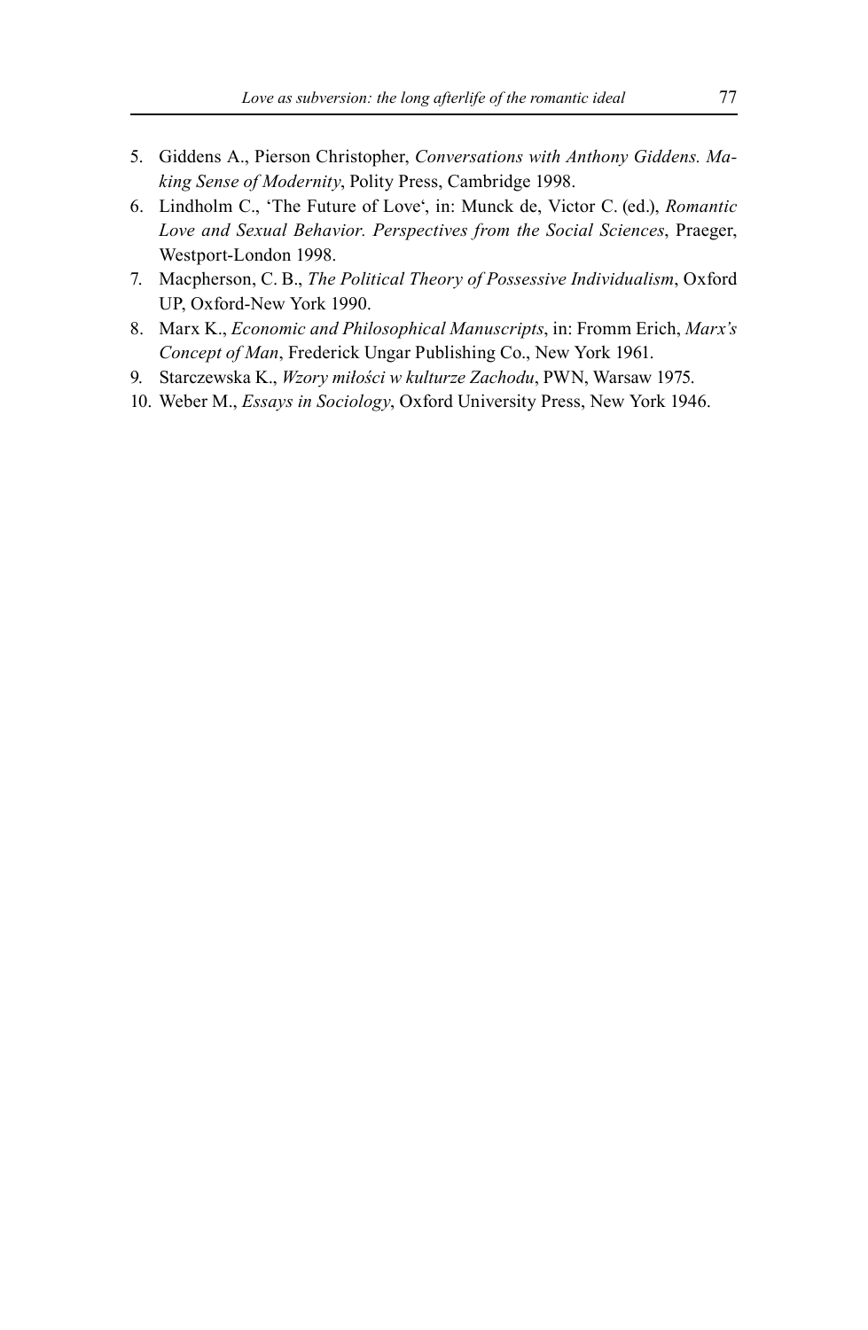5. Giddens A., Pierson Christopher, *Conversations with Anthony Giddens. Making Sense of Modernity*, Polity Press, Cambridge 1998.
6. Lindholm C., 'The Future of Love', in: Munck de, Victor C. (ed.), *Romantic Love and Sexual Behavior. Perspectives from the Social Sciences*, Praeger, Westport-London 1998.
7. Macpherson, C. B., *The Political Theory of Possessive Individualism*, Oxford UP, Oxford-New York 1990.
8. Marx K., *Economic and Philosophical Manuscripts*, in: Fromm Erich, *Marx's Concept of Man*, Frederick Ungar Publishing Co., New York 1961.
9. Starczewska K., *Wzory miłości w kulturze Zachodu*, PWN, Warsaw 1975.
10. Weber M., *Essays in Sociology*, Oxford University Press, New York 1946.